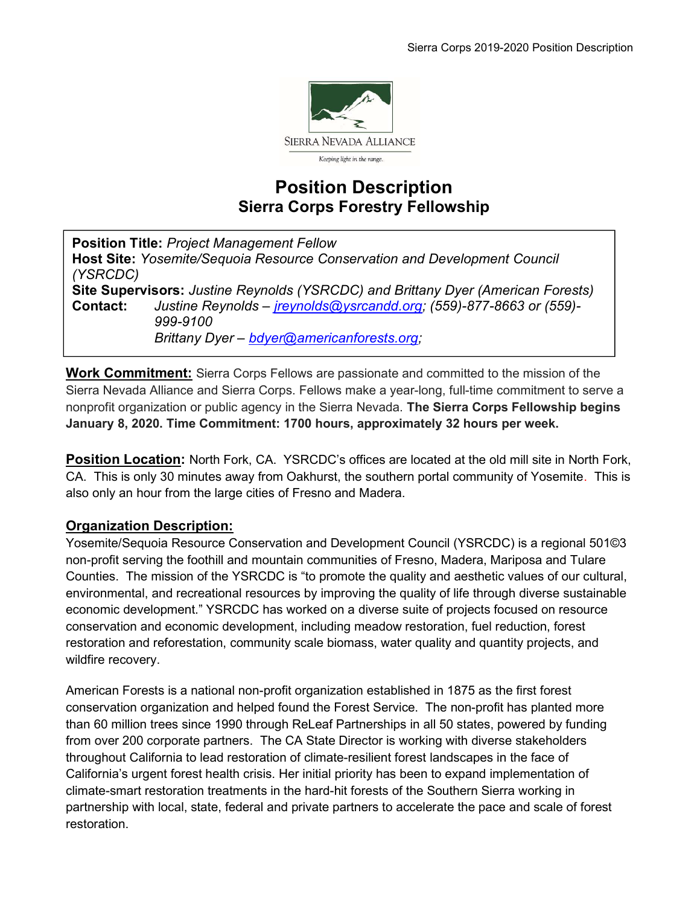SIERRA NEVADA ALLIANCE

Keeping light in the range.

# Position Description
## Sierra Corps Forestry Fellowship

**Position Title:** *Project Management Fellow*
**Host Site:** *Yosemite/Sequoia Resource Conservation and Development Council (YSRCDC)*
**Site Supervisors:** *Justine Reynolds (YSRCDC) and Brittany Dyer (American Forests)*
**Contact:** *Justine Reynolds – jreynolds@ysrcandd.org; (559)-877-8663 or (559)-999-9100*
*Brittany Dyer – bdyer@americanforests.org;*

**Work Commitment:** Sierra Corps Fellows are passionate and committed to the mission of the Sierra Nevada Alliance and Sierra Corps. Fellows make a year-long, full-time commitment to serve a nonprofit organization or public agency in the Sierra Nevada. **The Sierra Corps Fellowship begins January 8, 2020. Time Commitment: 1700 hours, approximately 32 hours per week.**

**Position Location:** North Fork, CA. YSRCDC's offices are located at the old mill site in North Fork, CA. This is only 30 minutes away from Oakhurst, the southern portal community of Yosemite. This is also only an hour from the large cities of Fresno and Madera.

**Organization Description:**

Yosemite/Sequoia Resource Conservation and Development Council (YSRCDC) is a regional 501©3 non-profit serving the foothill and mountain communities of Fresno, Madera, Mariposa and Tulare Counties. The mission of the YSRCDC is "to promote the quality and aesthetic values of our cultural, environmental, and recreational resources by improving the quality of life through diverse sustainable economic development." YSRCDC has worked on a diverse suite of projects focused on resource conservation and economic development, including meadow restoration, fuel reduction, forest restoration and reforestation, community scale biomass, water quality and quantity projects, and wildfire recovery.

American Forests is a national non-profit organization established in 1875 as the first forest conservation organization and helped found the Forest Service. The non-profit has planted more than 60 million trees since 1990 through ReLeaf Partnerships in all 50 states, powered by funding from over 200 corporate partners. The CA State Director is working with diverse stakeholders throughout California to lead restoration of climate-resilient forest landscapes in the face of California's urgent forest health crisis. Her initial priority has been to expand implementation of climate-smart restoration treatments in the hard-hit forests of the Southern Sierra working in partnership with local, state, federal and private partners to accelerate the pace and scale of forest restoration.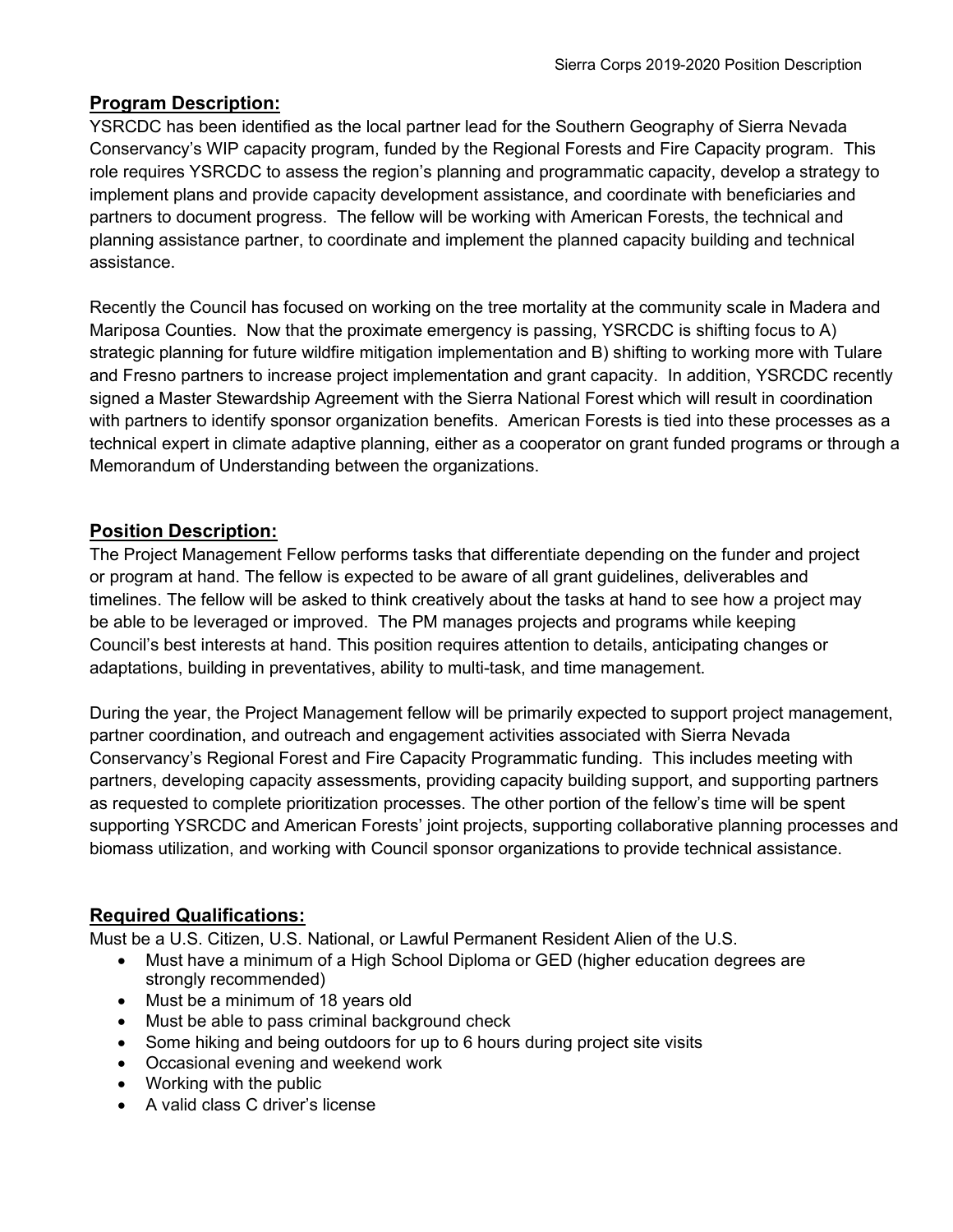## **Program Description:**

YSRCDC has been identified as the local partner lead for the Southern Geography of Sierra Nevada Conservancy's WIP capacity program, funded by the Regional Forests and Fire Capacity program. This role requires YSRCDC to assess the region's planning and programmatic capacity, develop a strategy to implement plans and provide capacity development assistance, and coordinate with beneficiaries and partners to document progress. The fellow will be working with American Forests, the technical and planning assistance partner, to coordinate and implement the planned capacity building and technical assistance.

Recently the Council has focused on working on the tree mortality at the community scale in Madera and Mariposa Counties. Now that the proximate emergency is passing, YSRCDC is shifting focus to A) strategic planning for future wildfire mitigation implementation and B) shifting to working more with Tulare and Fresno partners to increase project implementation and grant capacity. In addition, YSRCDC recently signed a Master Stewardship Agreement with the Sierra National Forest which will result in coordination with partners to identify sponsor organization benefits. American Forests is tied into these processes as a technical expert in climate adaptive planning, either as a cooperator on grant funded programs or through a Memorandum of Understanding between the organizations.

## **Position Description:**

The Project Management Fellow performs tasks that differentiate depending on the funder and project or program at hand. The fellow is expected to be aware of all grant guidelines, deliverables and timelines. The fellow will be asked to think creatively about the tasks at hand to see how a project may be able to be leveraged or improved. The PM manages projects and programs while keeping Council's best interests at hand. This position requires attention to details, anticipating changes or adaptations, building in preventatives, ability to multi-task, and time management.

During the year, the Project Management fellow will be primarily expected to support project management, partner coordination, and outreach and engagement activities associated with Sierra Nevada Conservancy's Regional Forest and Fire Capacity Programmatic funding. This includes meeting with partners, developing capacity assessments, providing capacity building support, and supporting partners as requested to complete prioritization processes. The other portion of the fellow's time will be spent supporting YSRCDC and American Forests' joint projects, supporting collaborative planning processes and biomass utilization, and working with Council sponsor organizations to provide technical assistance.

## **Required Qualifications:**

Must be a U.S. Citizen, U.S. National, or Lawful Permanent Resident Alien of the U.S.

- Must have a minimum of a High School Diploma or GED (higher education degrees are strongly recommended)
- Must be a minimum of 18 years old
- Must be able to pass criminal background check
- Some hiking and being outdoors for up to 6 hours during project site visits
- Occasional evening and weekend work
- Working with the public
- A valid class C driver's license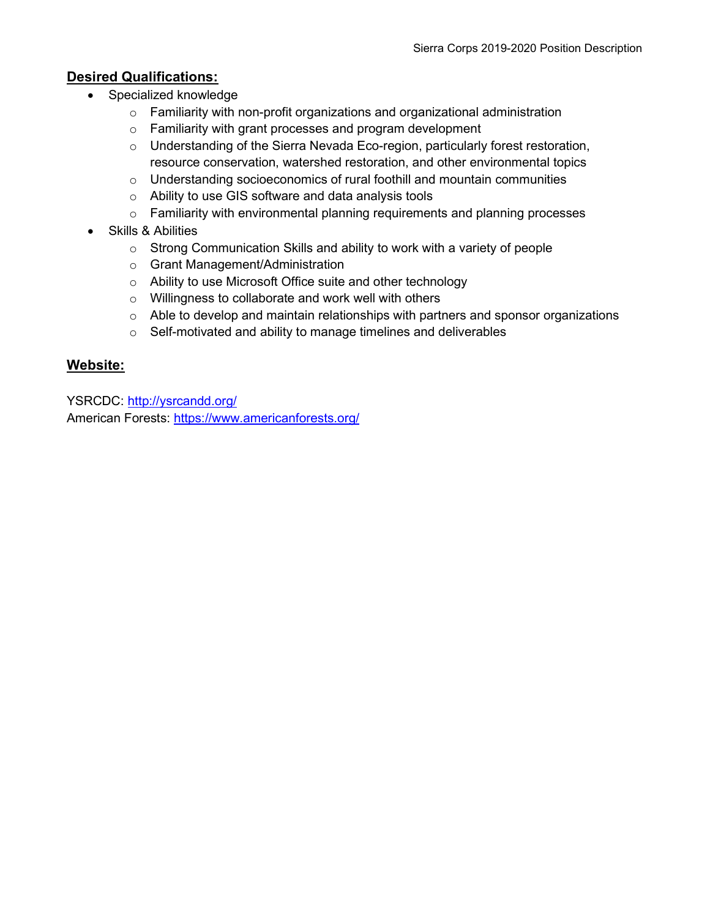## Desired Qualifications:

- Specialized knowledge
  - Familiarity with non-profit organizations and organizational administration
  - Familiarity with grant processes and program development
  - Understanding of the Sierra Nevada Eco-region, particularly forest restoration, resource conservation, watershed restoration, and other environmental topics
  - Understanding socioeconomics of rural foothill and mountain communities
  - Ability to use GIS software and data analysis tools
  - Familiarity with environmental planning requirements and planning processes
- Skills & Abilities
  - Strong Communication Skills and ability to work with a variety of people
  - Grant Management/Administration
  - Ability to use Microsoft Office suite and other technology
  - Willingness to collaborate and work well with others
  - Able to develop and maintain relationships with partners and sponsor organizations
  - Self-motivated and ability to manage timelines and deliverables

## Website:

YSRCDC: [http://ysrcandd.org/](http://ysrcandd.org/)
American Forests: [https://www.americanforests.org/](https://www.americanforests.org/)